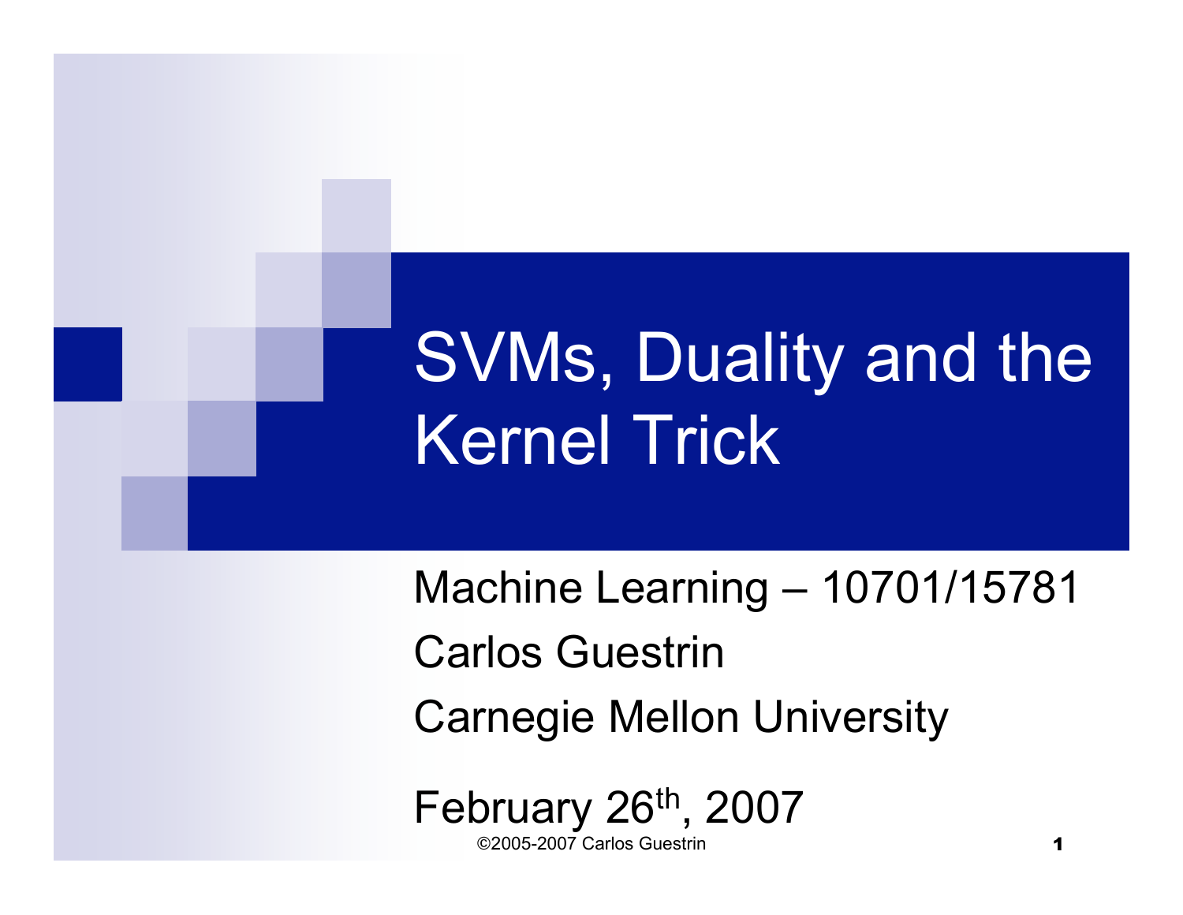# SVMs, Duality and the Kernel Trick

Machine Learning – 10701/15781

Carlos Guestrin

Carnegie Mellon University

February 26th, 2007

©2005-2007 Carlos Guestrin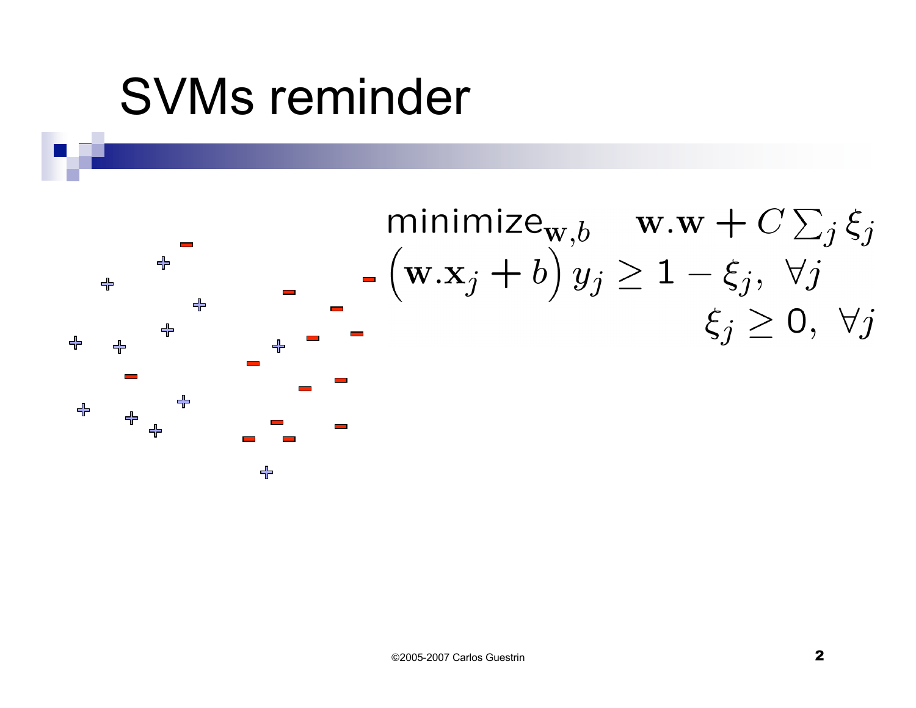# SVMs reminder

$$\text{minimize}_{\mathbf{w},b} \quad \mathbf{w}.\mathbf{w} + C\sum_j \xi_j$$

$$\left(\mathbf{w}.\mathbf{x}_j + b\right) y_j \geq 1 - \xi_j, \ \forall j$$

$$\xi_j \geq 0, \ \forall j$$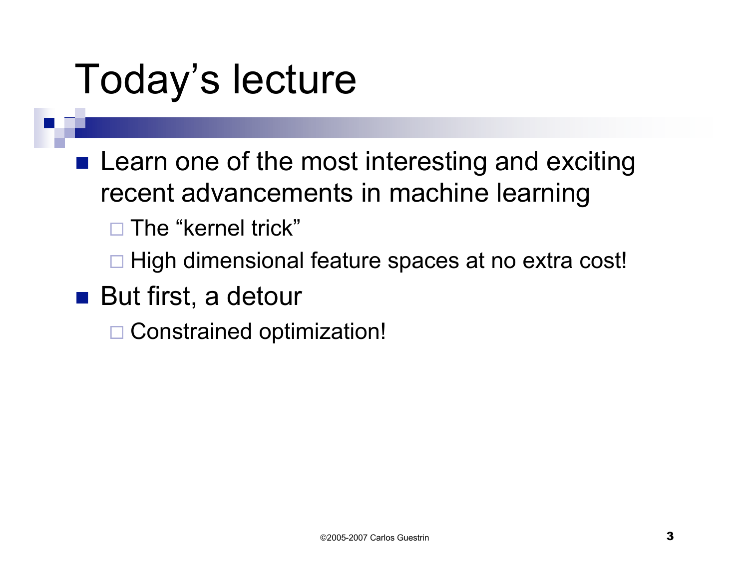# Today's lecture

- Learn one of the most interesting and exciting recent advancements in machine learning
  - The "kernel trick"
  - High dimensional feature spaces at no extra cost!
- But first, a detour
  - Constrained optimization!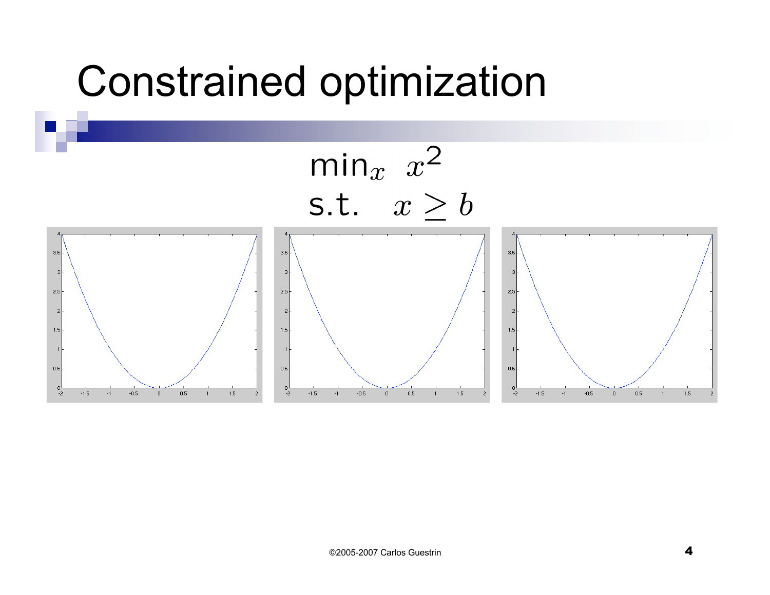# Constrained optimization

$$\min_x \ x^2$$
$$\text{s.t.} \quad x \geq b$$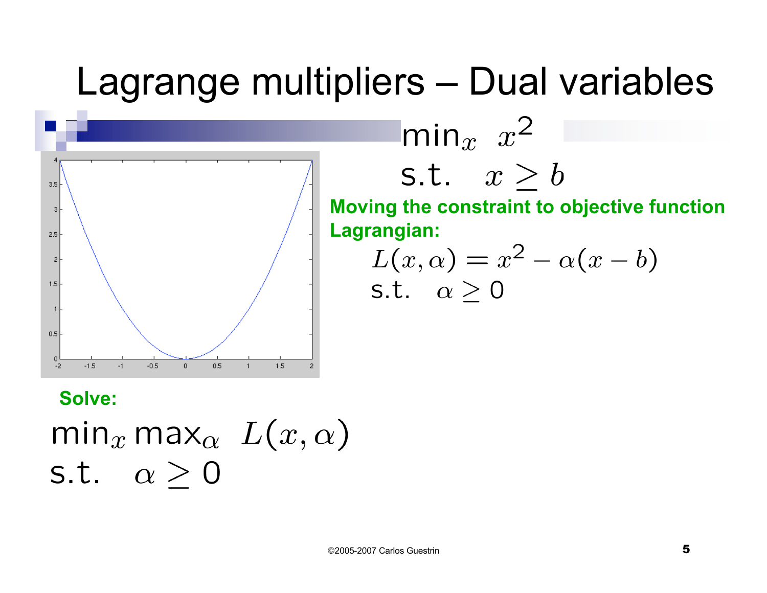# Lagrange multipliers – Dual variables

$$\min_x \; x^2$$
$$\text{s.t.} \quad x \geq b$$

**Moving the constraint to objective function**

**Lagrangian:**

$$L(x, \alpha) = x^2 - \alpha(x - b)$$
$$\text{s.t.} \quad \alpha \geq 0$$

**Solve:**

$$\min_x \max_\alpha \; L(x, \alpha)$$
$$\text{s.t.} \quad \alpha \geq 0$$

©2005-2007 Carlos Guestrin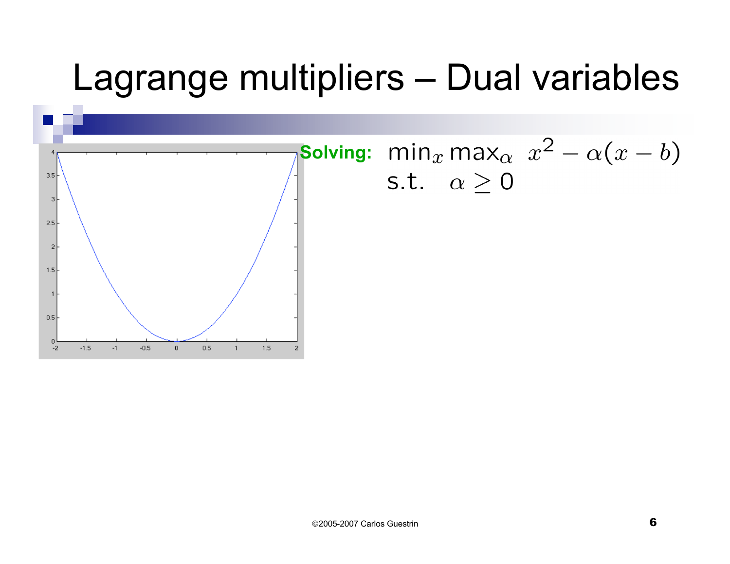# Lagrange multipliers – Dual variables

**Solving:** $\min_x \max_\alpha \; x^2 - \alpha(x - b)$
s.t. $\alpha \geq 0$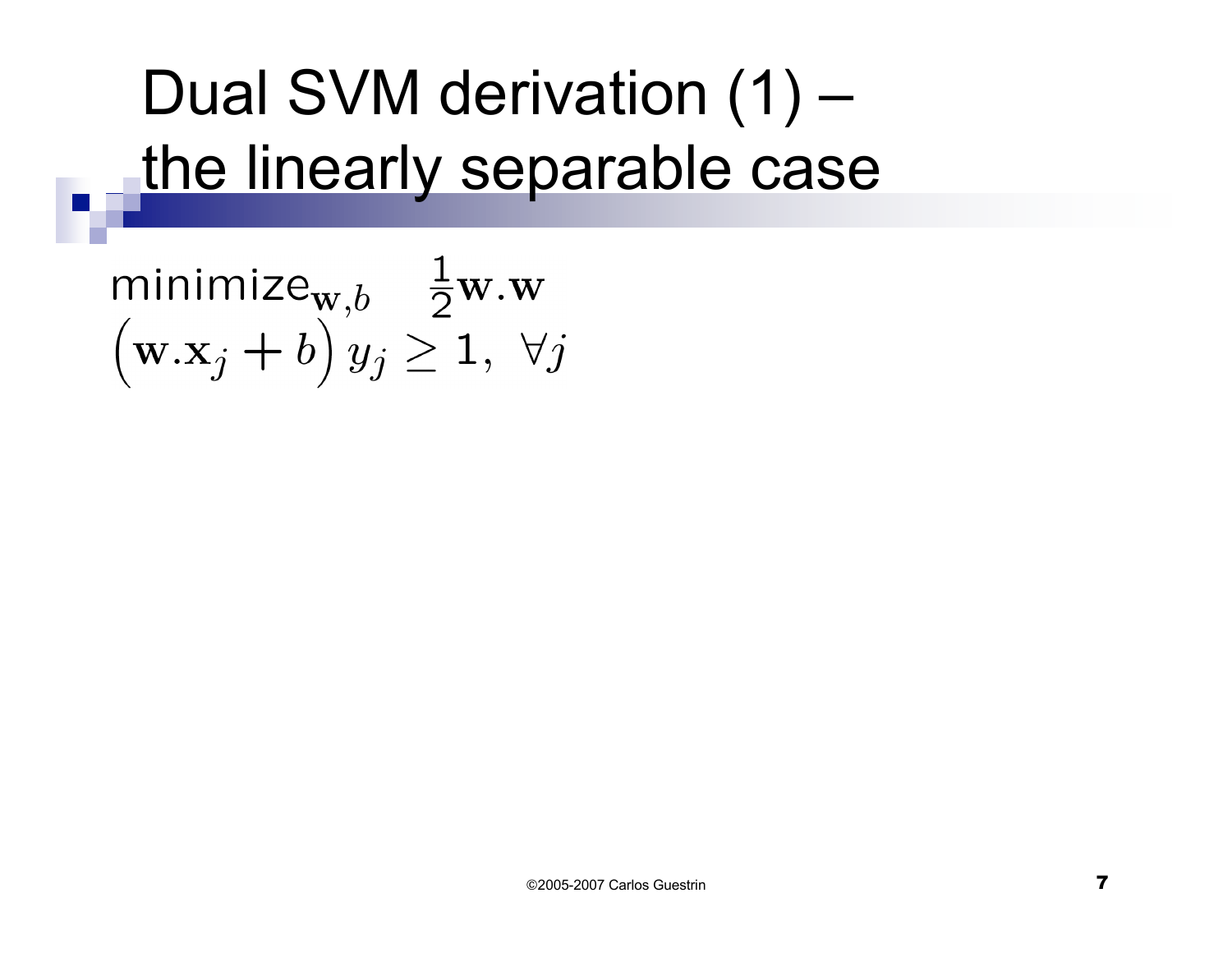# Dual SVM derivation (1) – the linearly separable case

$$\text{minimize}_{\mathbf{w},b} \quad \frac{1}{2}\mathbf{w}.\mathbf{w}$$

$$\left(\mathbf{w}.\mathbf{x}_j + b\right) y_j \geq 1, \ \forall j$$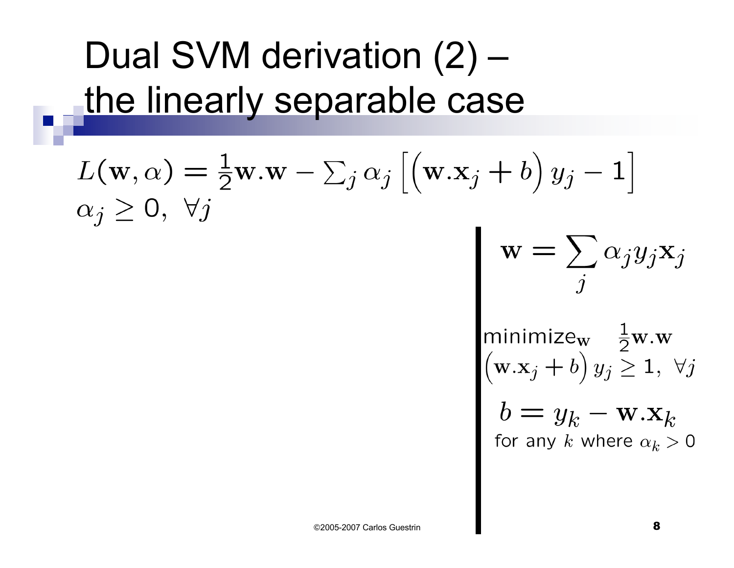# Dual SVM derivation (2) – the linearly separable case

$$L(\mathbf{w}, \alpha) = \tfrac{1}{2}\mathbf{w}.\mathbf{w} - \sum_j \alpha_j \left[ \left( \mathbf{w}.\mathbf{x}_j + b \right) y_j - 1 \right]$$

$$\alpha_j \geq 0, \ \forall j$$

$$\mathbf{w} = \sum_j \alpha_j y_j \mathbf{x}_j$$

$$\text{minimize}_{\mathbf{w}} \quad \tfrac{1}{2}\mathbf{w}.\mathbf{w}$$

$$\left( \mathbf{w}.\mathbf{x}_j + b \right) y_j \geq 1, \ \forall j$$

$$b = y_k - \mathbf{w}.\mathbf{x}_k$$

for any $k$ where $\alpha_k > 0$

©2005-2007 Carlos Guestrin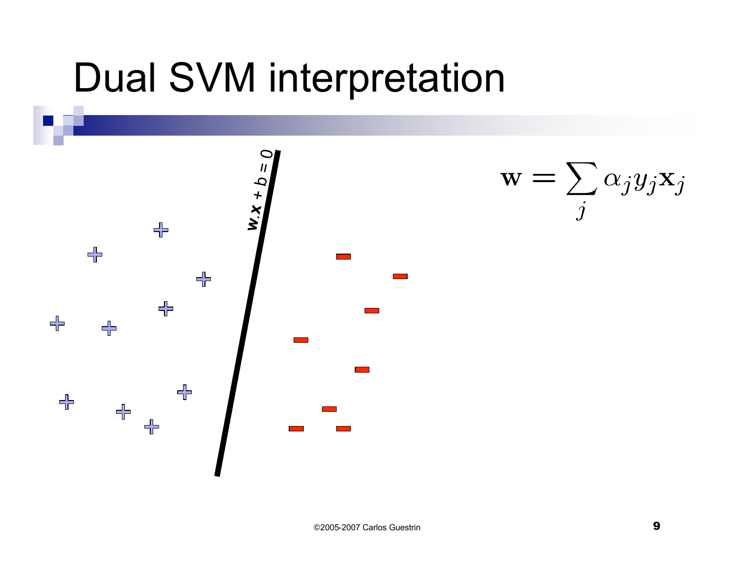# Dual SVM interpretation

$$\mathbf{w} = \sum_j \alpha_j y_j \mathbf{x}_j$$

**w**.*x* + *b* = 0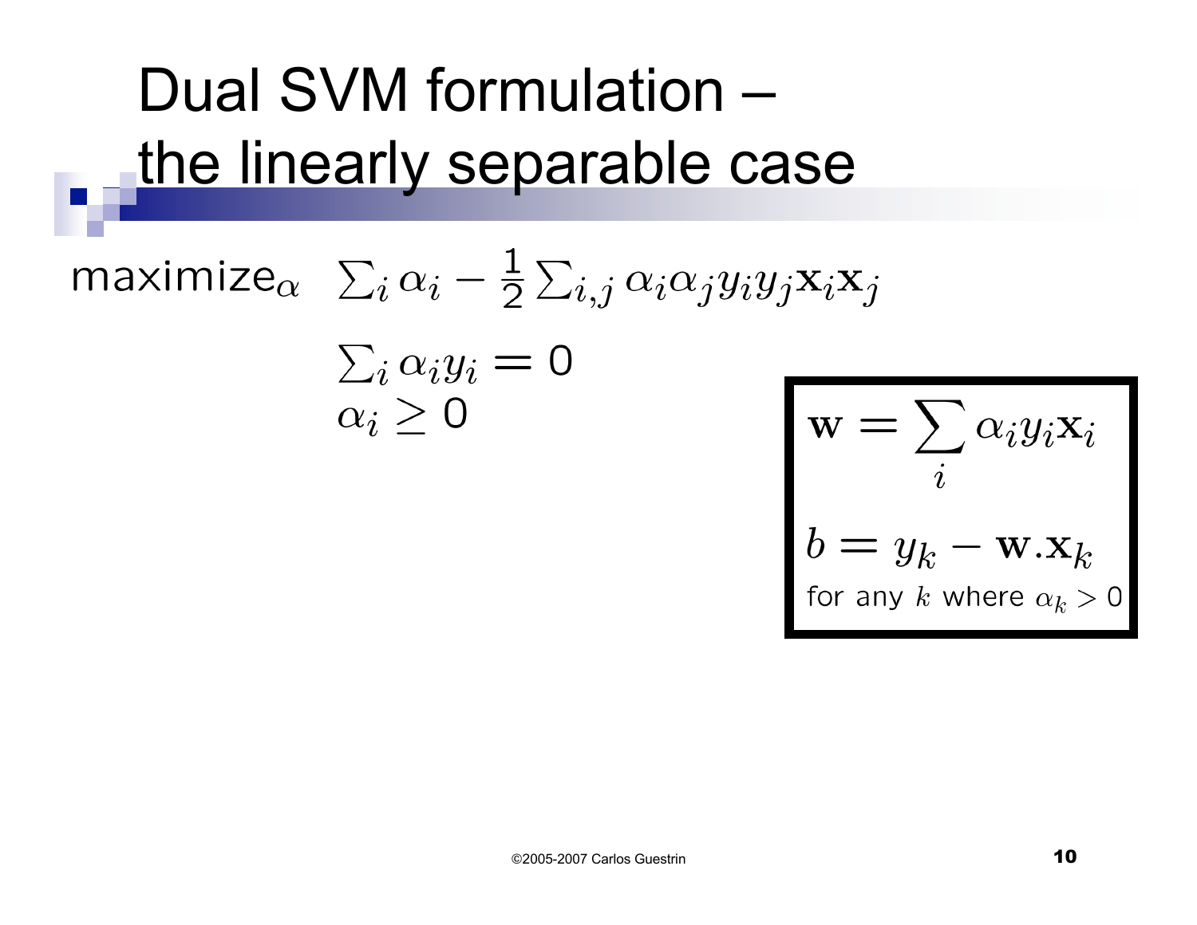# Dual SVM formulation – the linearly separable case

$$\text{maximize}_\alpha \quad \sum_i \alpha_i - \frac{1}{2}\sum_{i,j} \alpha_i \alpha_j y_i y_j \mathbf{x}_i \mathbf{x}_j$$

$$\sum_i \alpha_i y_i = 0$$

$$\alpha_i \geq 0$$

$$\mathbf{w} = \sum_i \alpha_i y_i \mathbf{x}_i$$

$$b = y_k - \mathbf{w}.\mathbf{x}_k$$

for any $k$ where $\alpha_k > 0$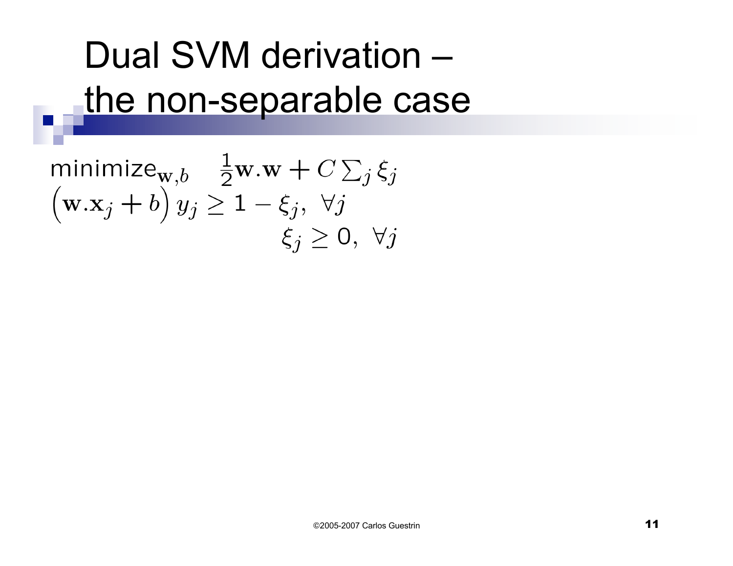# Dual SVM derivation – the non-separable case

$$\text{minimize}_{\mathbf{w},b} \quad \tfrac{1}{2}\mathbf{w}.\mathbf{w} + C\textstyle\sum_j \xi_j$$

$$\left(\mathbf{w}.\mathbf{x}_j + b\right) y_j \geq 1 - \xi_j, \ \forall j$$

$$\xi_j \geq 0, \ \forall j$$

©2005-2007 Carlos Guestrin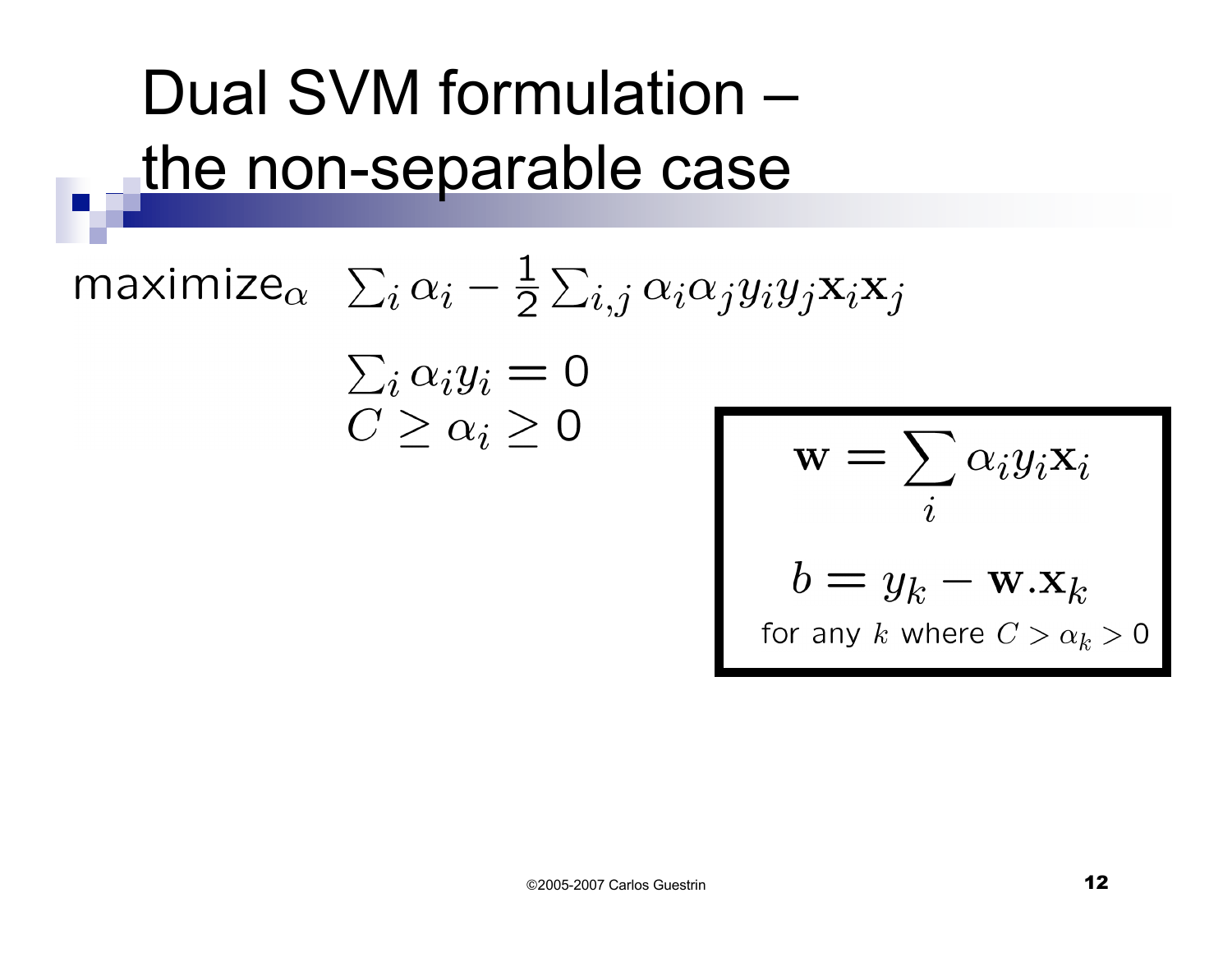# Dual SVM formulation – the non-separable case

$$\text{maximize}_\alpha \quad \sum_i \alpha_i - \frac{1}{2}\sum_{i,j} \alpha_i \alpha_j y_i y_j \mathbf{x}_i \mathbf{x}_j$$

$$\sum_i \alpha_i y_i = 0$$

$$C \geq \alpha_i \geq 0$$

$$\mathbf{w} = \sum_i \alpha_i y_i \mathbf{x}_i$$

$$b = y_k - \mathbf{w}.\mathbf{x}_k$$

for any $k$ where $C > \alpha_k > 0$

©2005-2007 Carlos Guestrin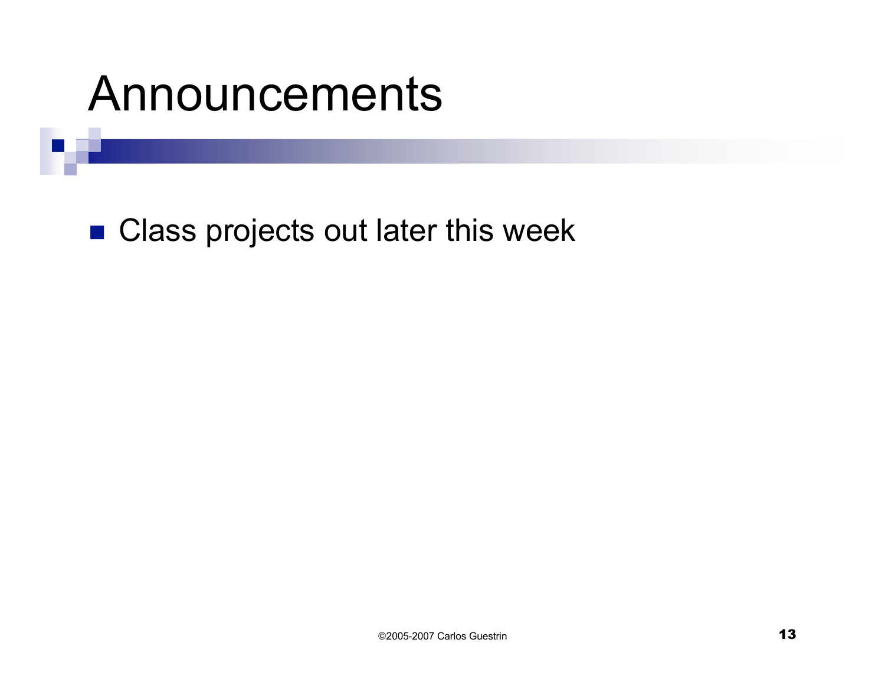# Announcements

- Class projects out later this week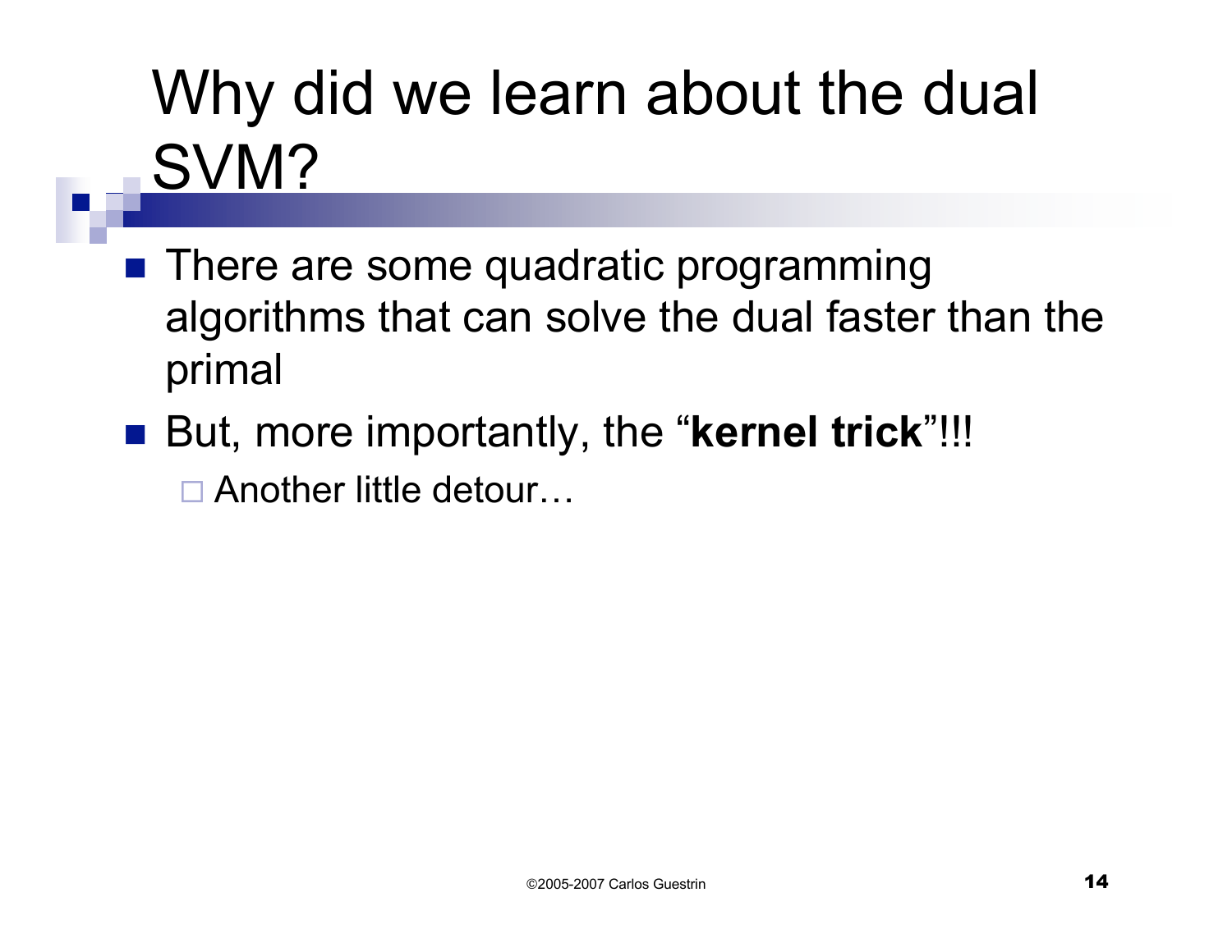# Why did we learn about the dual SVM?

- There are some quadratic programming algorithms that can solve the dual faster than the primal
- But, more importantly, the "**kernel trick**"!!!
  - Another little detour…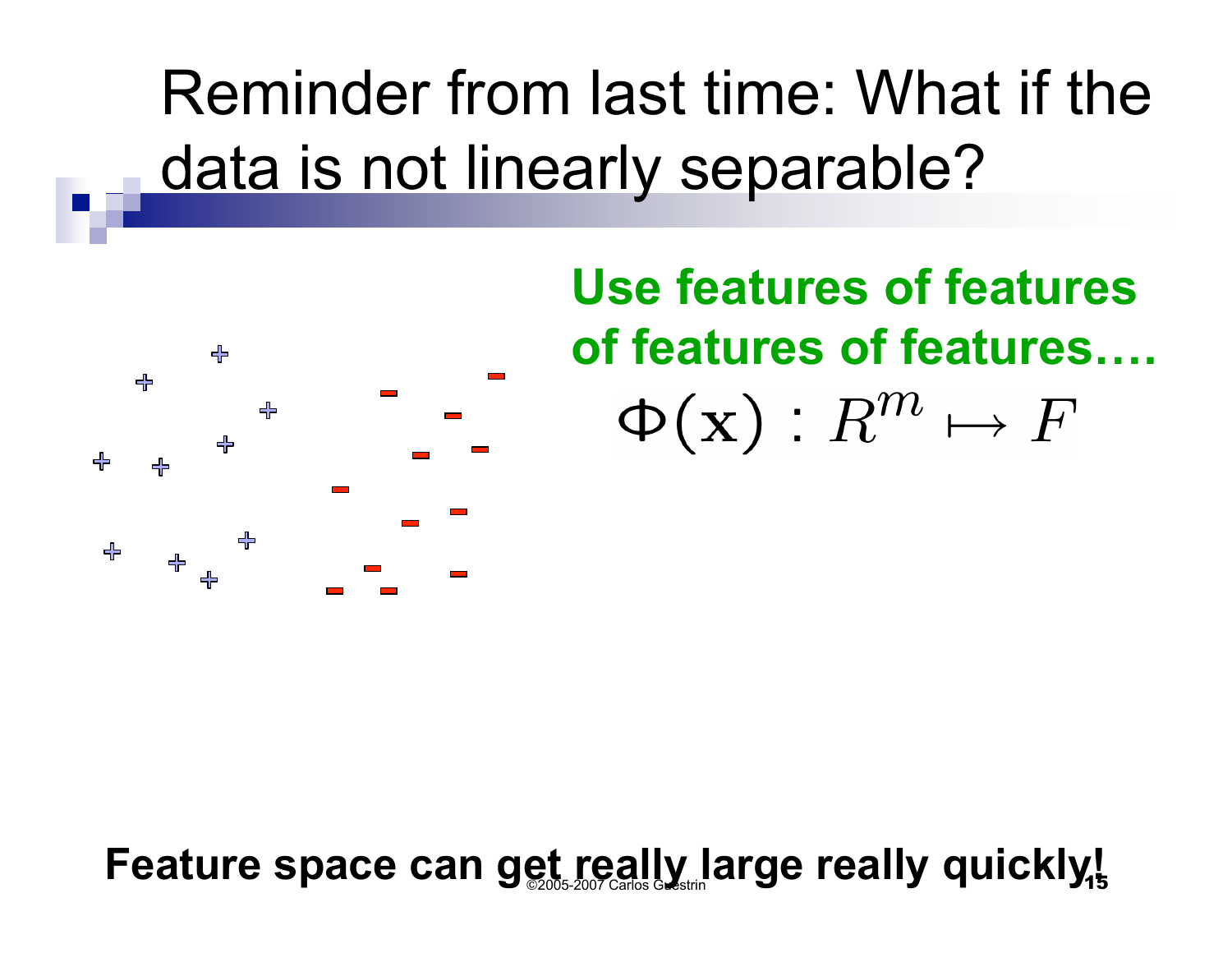# Reminder from last time: What if the data is not linearly separable?

**Use features of features of features of features….**

$$\Phi(\mathbf{x}) : R^m \mapsto F$$

**Feature space can get really large really quickly!**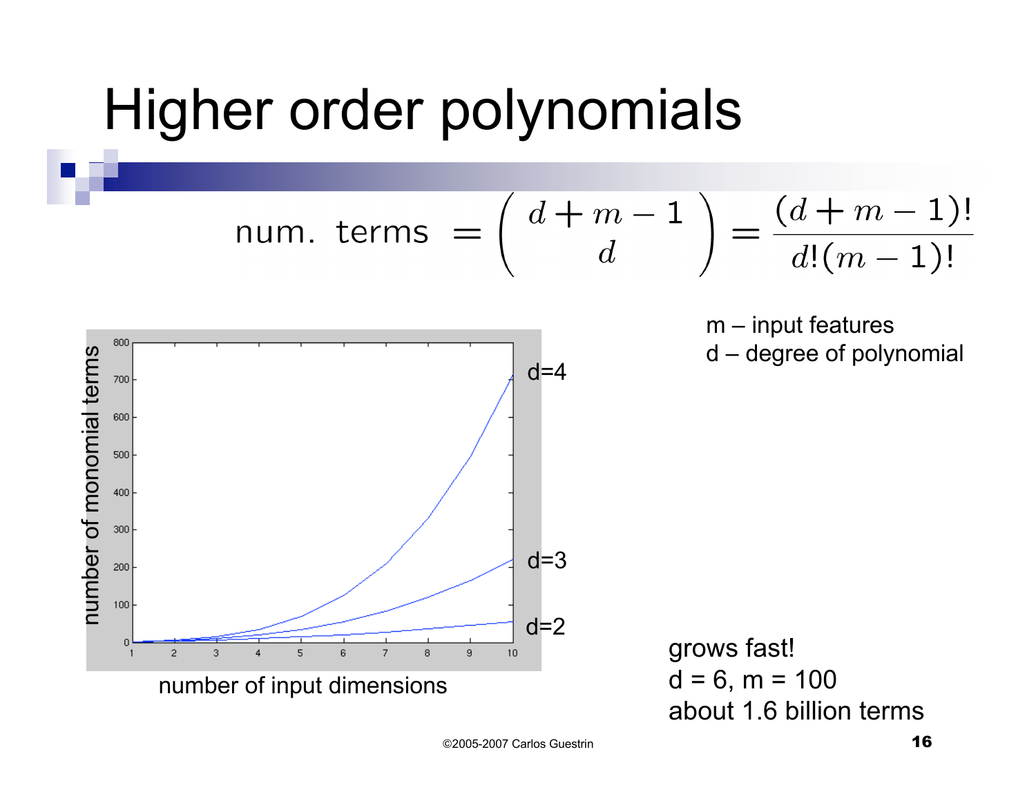# Higher order polynomials

$$\text{num. terms} = \binom{d+m-1}{d} = \frac{(d+m-1)!}{d!(m-1)!}$$

m – input features
d – degree of polynomial

grows fast!
d = 6, m = 100
about 1.6 billion terms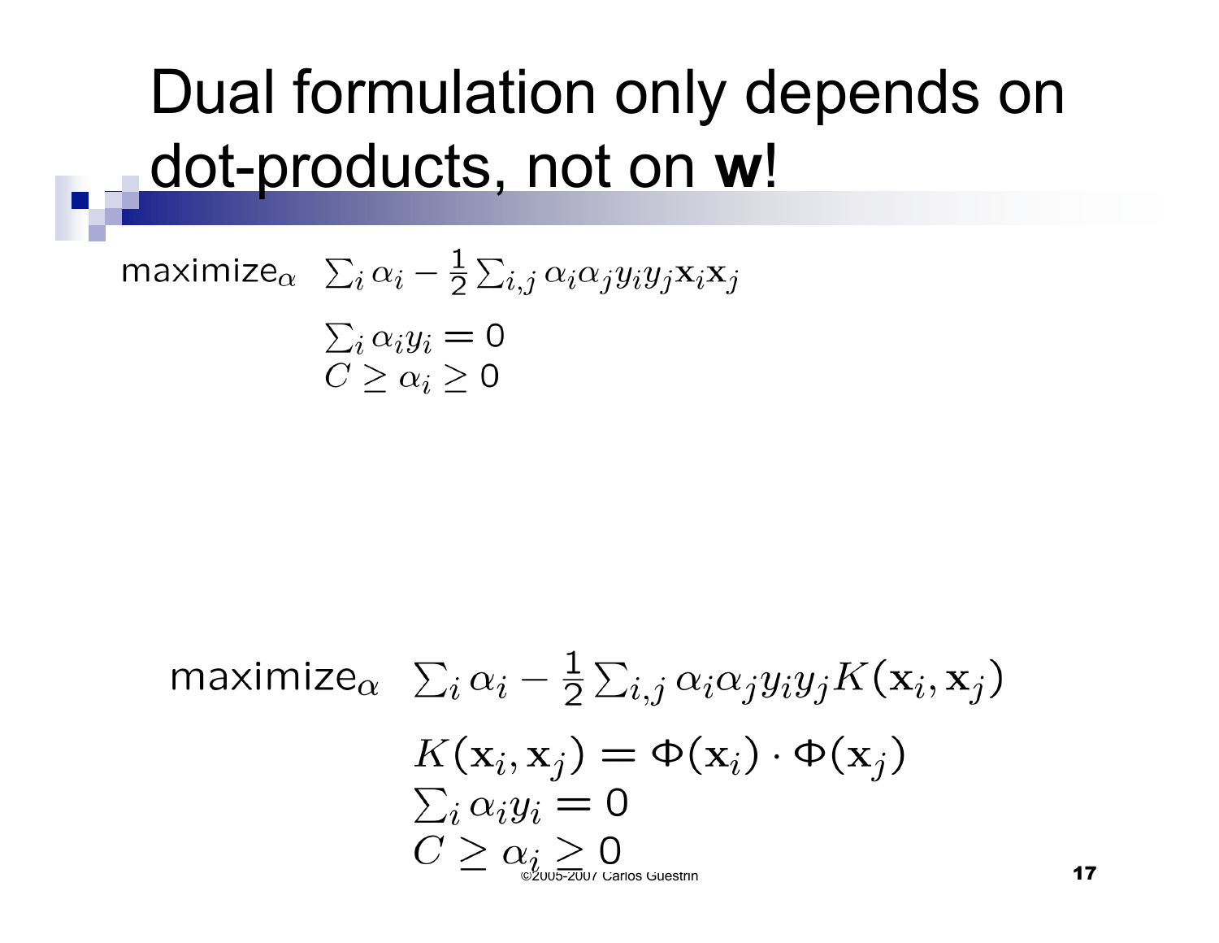# Dual formulation only depends on dot-products, not on **w**!

$$\text{maximize}_\alpha \quad \sum_i \alpha_i - \frac{1}{2}\sum_{i,j} \alpha_i \alpha_j y_i y_j \mathbf{x}_i \mathbf{x}_j$$

$$\sum_i \alpha_i y_i = 0$$

$$C \geq \alpha_i \geq 0$$

$$\text{maximize}_\alpha \quad \sum_i \alpha_i - \frac{1}{2}\sum_{i,j} \alpha_i \alpha_j y_i y_j K(\mathbf{x}_i, \mathbf{x}_j)$$

$$K(\mathbf{x}_i, \mathbf{x}_j) = \Phi(\mathbf{x}_i) \cdot \Phi(\mathbf{x}_j)$$

$$\sum_i \alpha_i y_i = 0$$

$$C \geq \alpha_i \geq 0$$

©2005-2007 Carlos Guestrin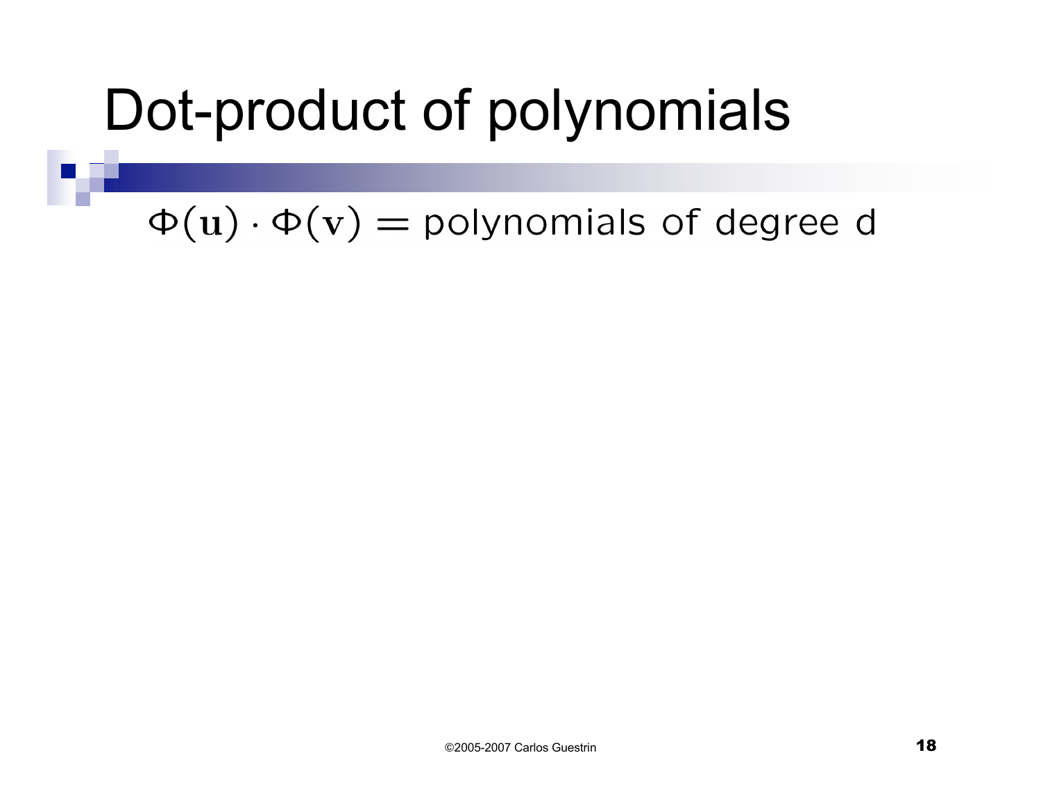# Dot-product of polynomials

$$\Phi(\mathbf{u}) \cdot \Phi(\mathbf{v}) = \text{polynomials of degree d}$$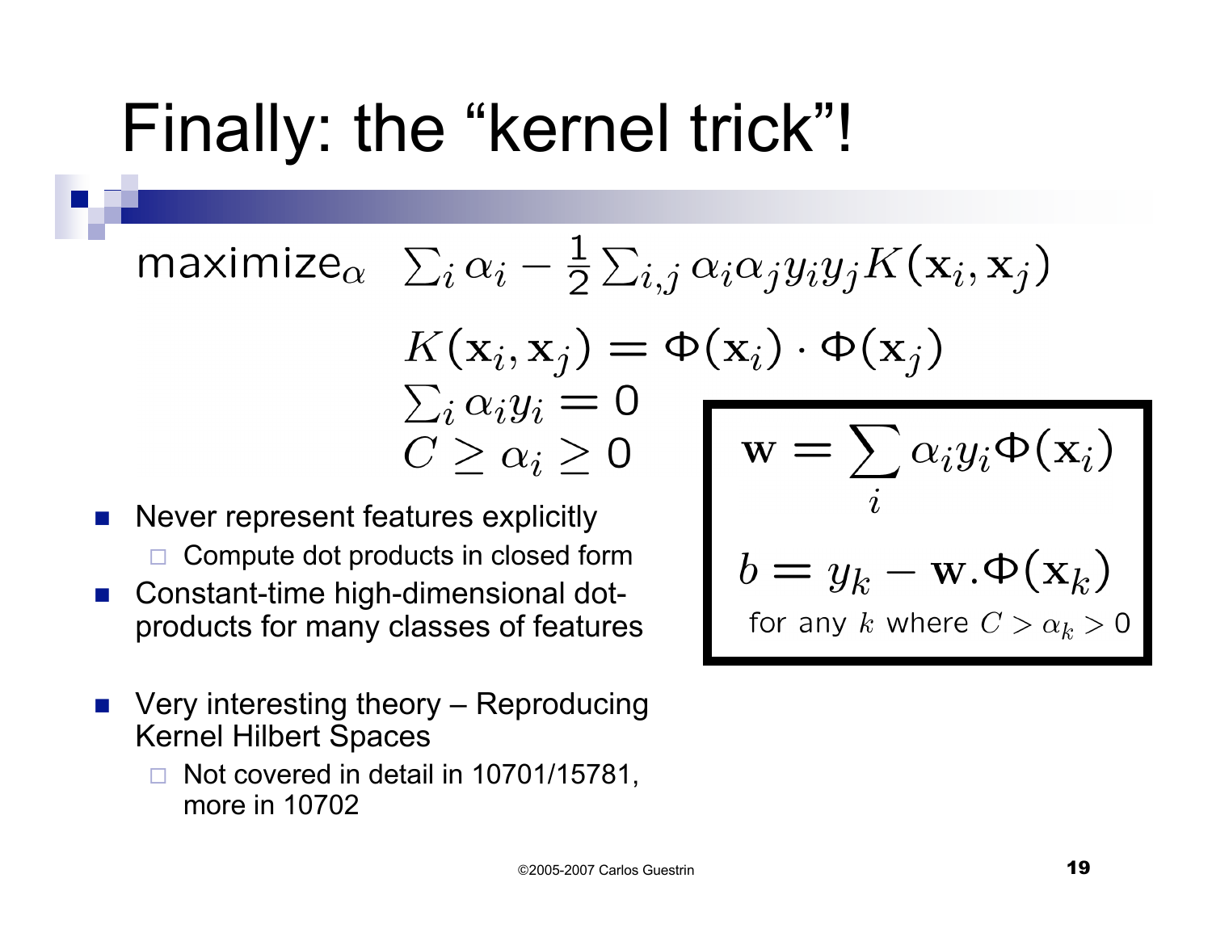# Finally: the "kernel trick"!

$$\text{maximize}_\alpha \quad \sum_i \alpha_i - \frac{1}{2}\sum_{i,j} \alpha_i \alpha_j y_i y_j K(\mathbf{x}_i, \mathbf{x}_j)$$

$$K(\mathbf{x}_i, \mathbf{x}_j) = \Phi(\mathbf{x}_i) \cdot \Phi(\mathbf{x}_j)$$

$$\sum_i \alpha_i y_i = 0$$

$$C \geq \alpha_i \geq 0$$

$$\mathbf{w} = \sum_i \alpha_i y_i \Phi(\mathbf{x}_i)$$

$$b = y_k - \mathbf{w}.\Phi(\mathbf{x}_k)$$

for any $k$ where $C > \alpha_k > 0$

- Never represent features explicitly
  - Compute dot products in closed form
- Constant-time high-dimensional dot-products for many classes of features
- Very interesting theory – Reproducing Kernel Hilbert Spaces
  - Not covered in detail in 10701/15781, more in 10702

©2005-2007 Carlos Guestrin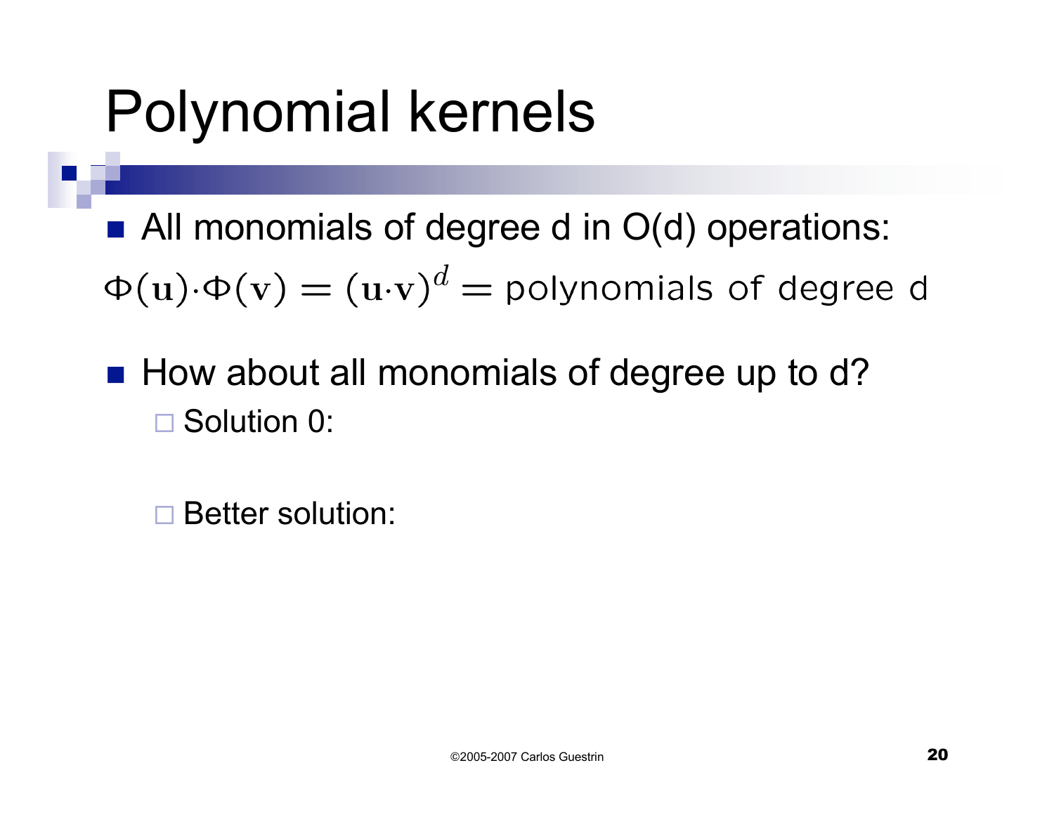# Polynomial kernels

- All monomials of degree d in O(d) operations:

$$\Phi(\mathbf{u}) \cdot \Phi(\mathbf{v}) = (\mathbf{u} \cdot \mathbf{v})^d = \text{polynomials of degree d}$$

- How about all monomials of degree up to d?
  - Solution 0:
  - Better solution: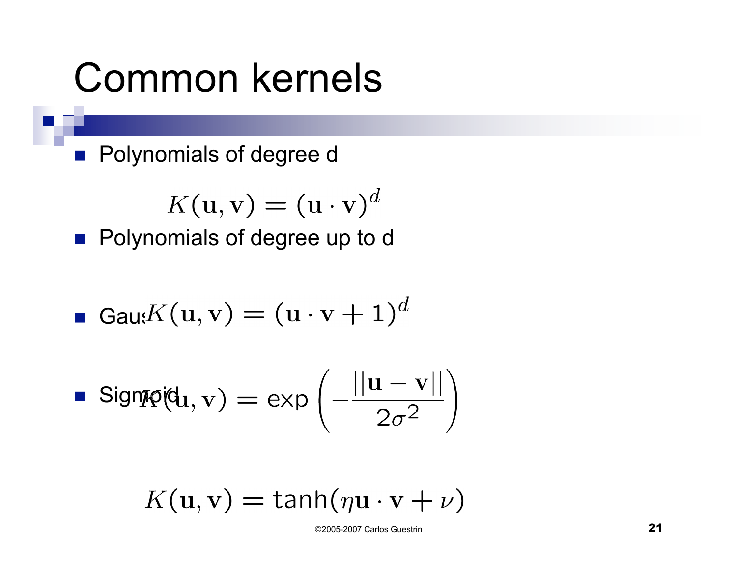# Common kernels

- Polynomials of degree d

$$K(\mathbf{u}, \mathbf{v}) = (\mathbf{u} \cdot \mathbf{v})^d$$

- Polynomials of degree up to d

$$K(\mathbf{u}, \mathbf{v}) = (\mathbf{u} \cdot \mathbf{v} + 1)^d$$

- Gaussian kernels

$$K(\mathbf{u}, \mathbf{v}) = \exp\left(-\frac{||\mathbf{u} - \mathbf{v}||}{2\sigma^2}\right)$$

- Sigmoid

$$K(\mathbf{u}, \mathbf{v}) = \tanh(\eta \mathbf{u} \cdot \mathbf{v} + \nu)$$

©2005-2007 Carlos Guestrin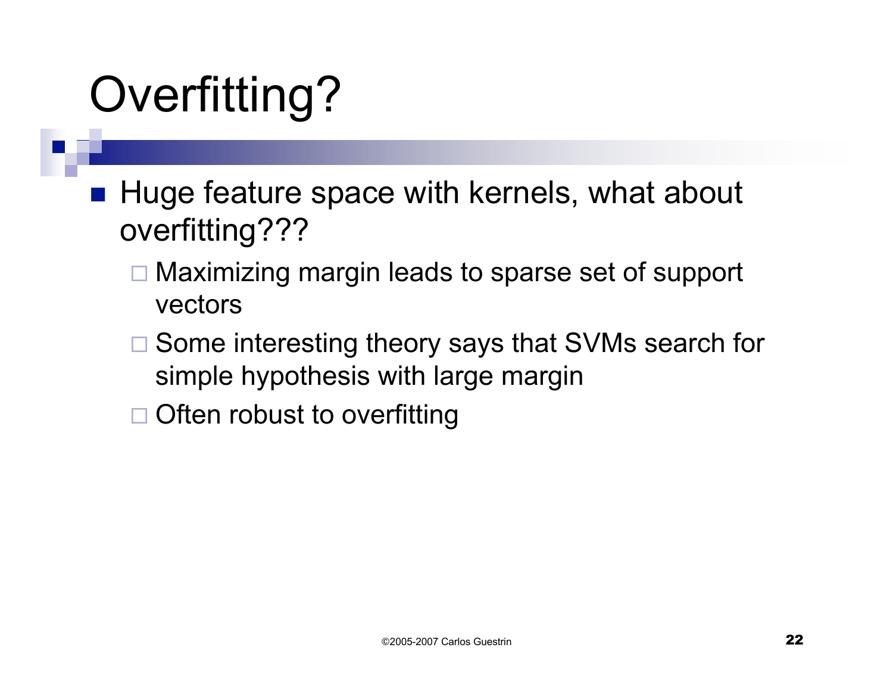# Overfitting?

- Huge feature space with kernels, what about overfitting???
  - Maximizing margin leads to sparse set of support vectors
  - Some interesting theory says that SVMs search for simple hypothesis with large margin
  - Often robust to overfitting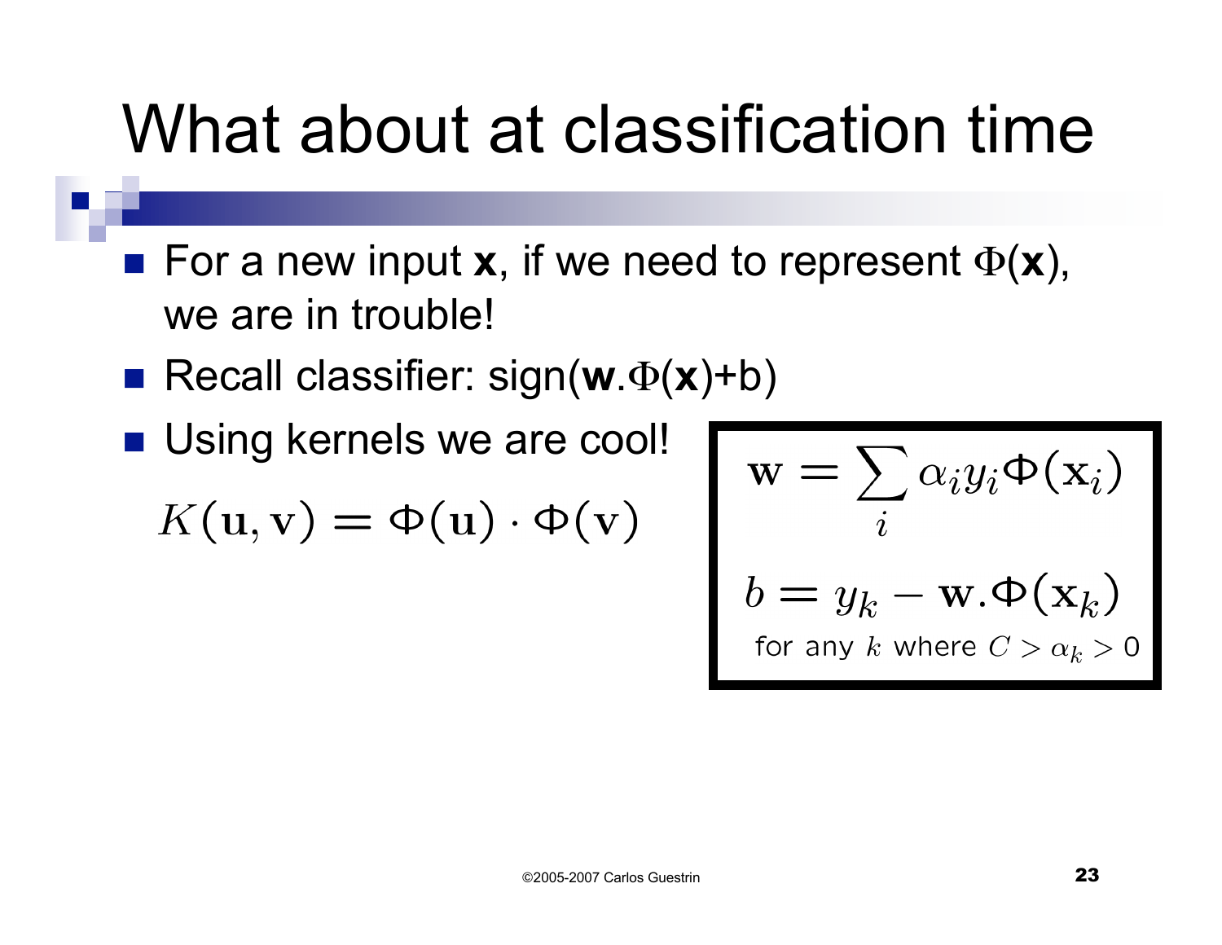# What about at classification time

- For a new input **x**, if we need to represent $\Phi(\mathbf{x})$, we are in trouble!
- Recall classifier: sign($\mathbf{w}.\Phi(\mathbf{x})$+b)
- Using kernels we are cool!

$$K(\mathbf{u}, \mathbf{v}) = \Phi(\mathbf{u}) \cdot \Phi(\mathbf{v})$$

$$\mathbf{w} = \sum_i \alpha_i y_i \Phi(\mathbf{x}_i)$$

$$b = y_k - \mathbf{w}.\Phi(\mathbf{x}_k)$$

for any $k$ where $C > \alpha_k > 0$

©2005-2007 Carlos Guestrin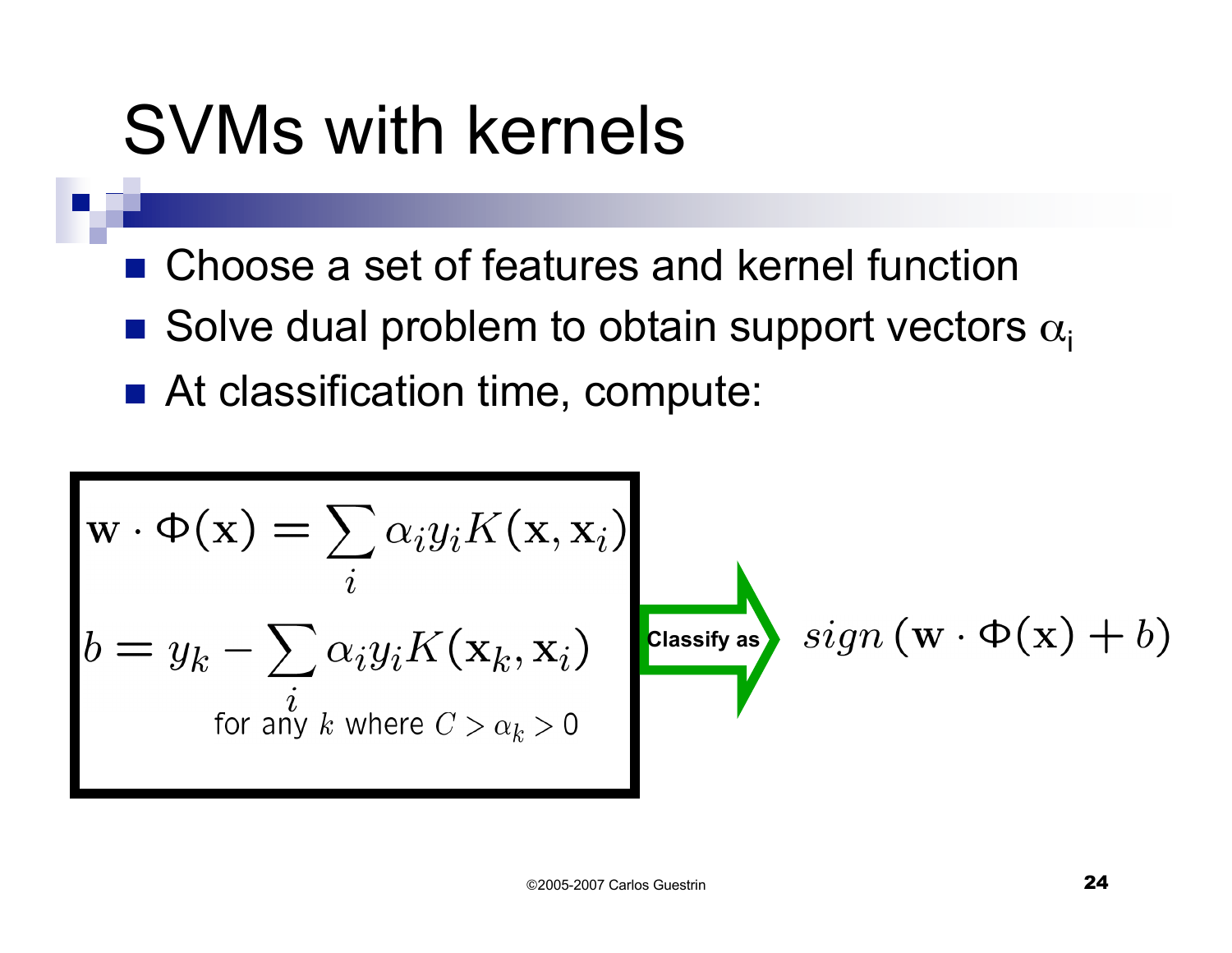# SVMs with kernels

- Choose a set of features and kernel function
- Solve dual problem to obtain support vectors $\alpha_i$
- At classification time, compute:

$$\mathbf{w} \cdot \Phi(\mathbf{x}) = \sum_i \alpha_i y_i K(\mathbf{x}, \mathbf{x}_i)$$

$$b = y_k - \sum_i \alpha_i y_i K(\mathbf{x}_k, \mathbf{x}_i)$$

for any $k$ where $C > \alpha_k > 0$

Classify as

$$sign\left(\mathbf{w} \cdot \Phi(\mathbf{x}) + b\right)$$

©2005-2007 Carlos Guestrin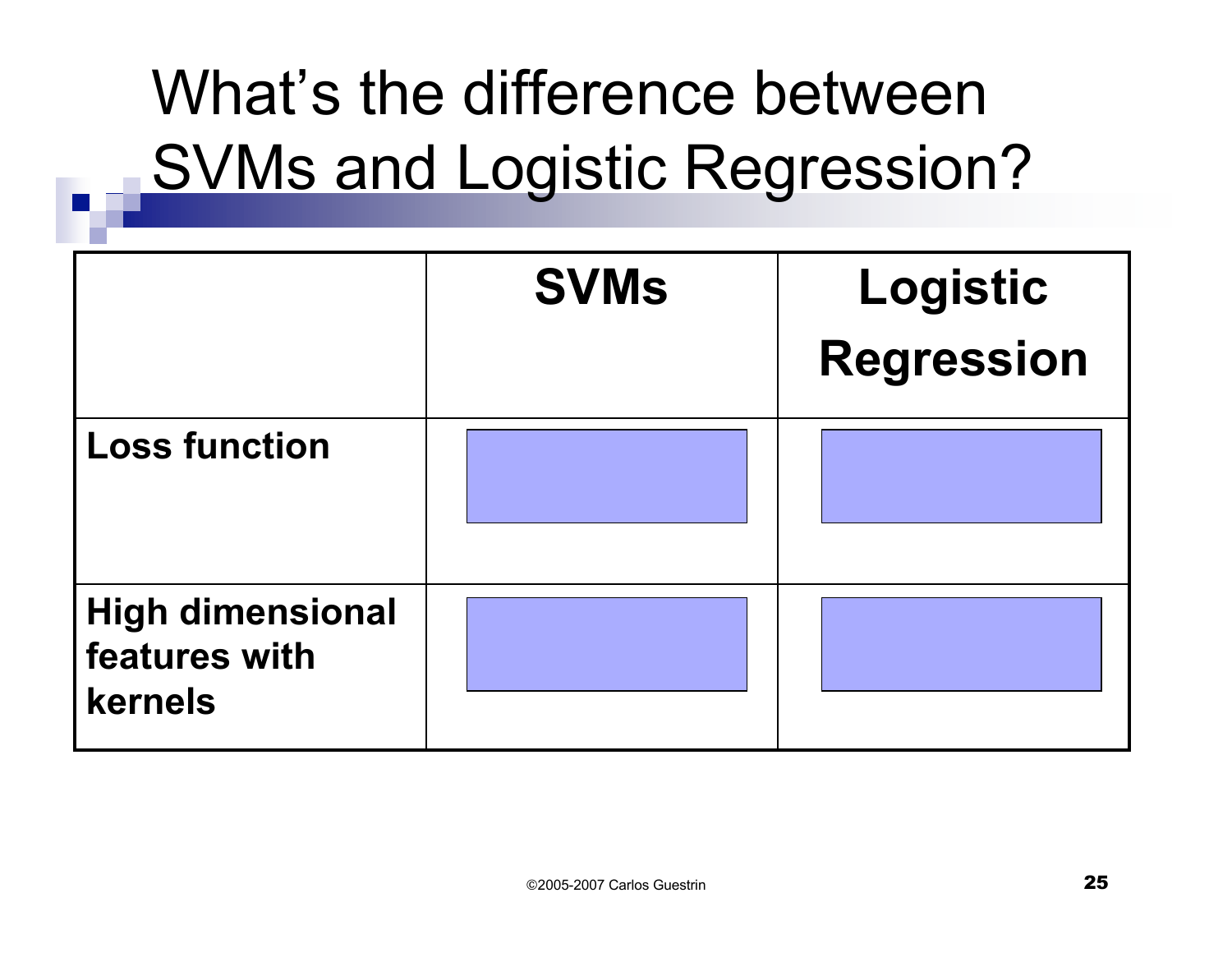# What's the difference between SVMs and Logistic Regression?

| | SVMs | Logistic Regression |
|---|---|---|
| **Loss function** | | |
| **High dimensional features with kernels** | | |

©2005-2007 Carlos Guestrin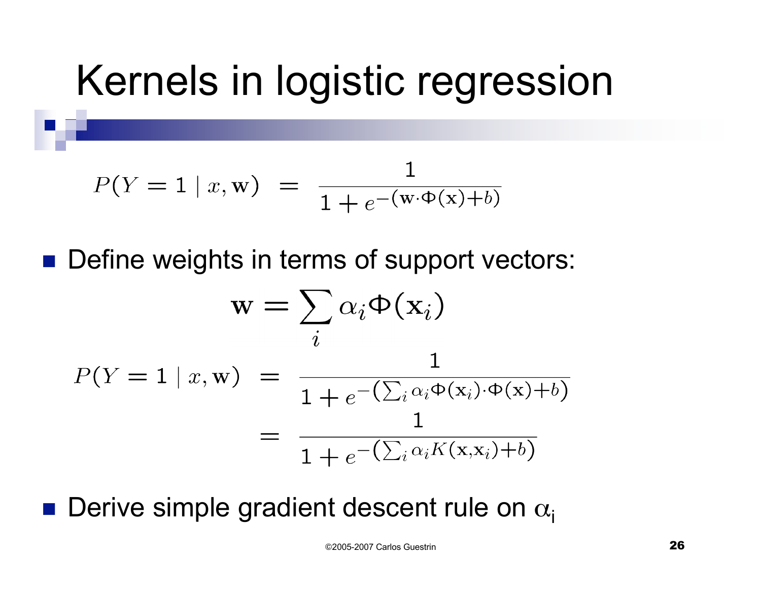# Kernels in logistic regression

$$P(Y = 1 \mid x, \mathbf{w}) \;=\; \frac{1}{1 + e^{-(\mathbf{w} \cdot \Phi(\mathbf{x}) + b)}}$$

- Define weights in terms of support vectors:

$$\mathbf{w} = \sum_i \alpha_i \Phi(\mathbf{x}_i)$$

$$\begin{aligned}
P(Y = 1 \mid x, \mathbf{w}) \;&=\; \frac{1}{1 + e^{-\left(\sum_i \alpha_i \Phi(\mathbf{x}_i) \cdot \Phi(\mathbf{x}) + b\right)}} \\
&=\; \frac{1}{1 + e^{-\left(\sum_i \alpha_i K(\mathbf{x}, \mathbf{x}_i) + b\right)}}
\end{aligned}$$

- Derive simple gradient descent rule on $\alpha_i$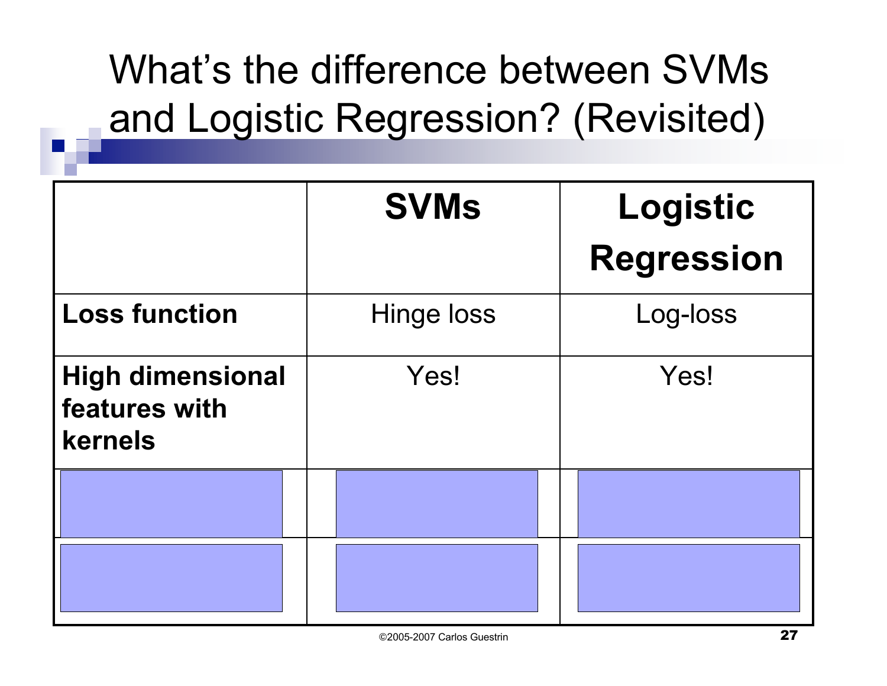# What's the difference between SVMs and Logistic Regression? (Revisited)

| | **SVMs** | **Logistic Regression** |
|---|---|---|
| **Loss function** | Hinge loss | Log-loss |
| **High dimensional features with kernels** | Yes! | Yes! |
| | | |
| | | |

©2005-2007 Carlos Guestrin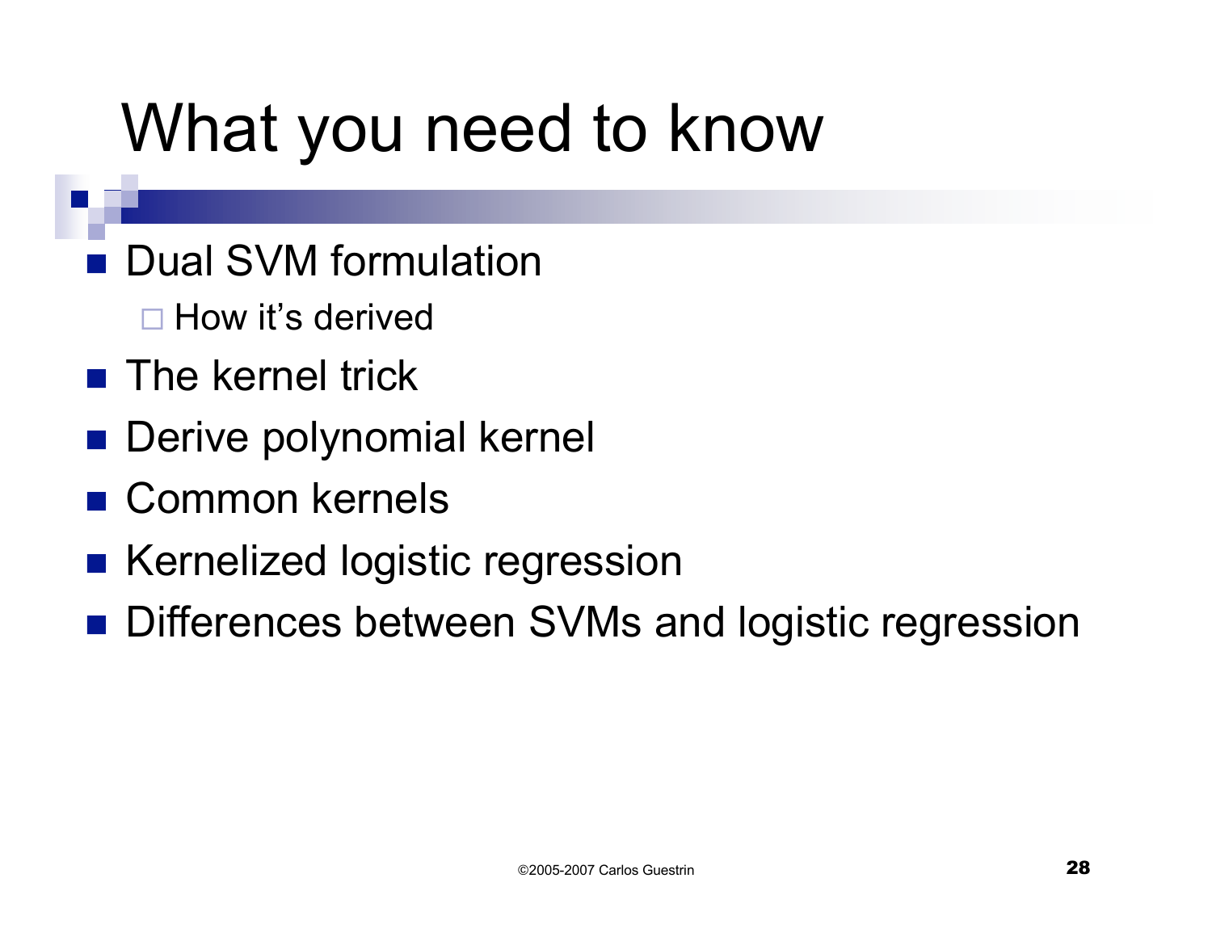# What you need to know

- Dual SVM formulation
  - How it's derived
- The kernel trick
- Derive polynomial kernel
- Common kernels
- Kernelized logistic regression
- Differences between SVMs and logistic regression

©2005-2007 Carlos Guestrin